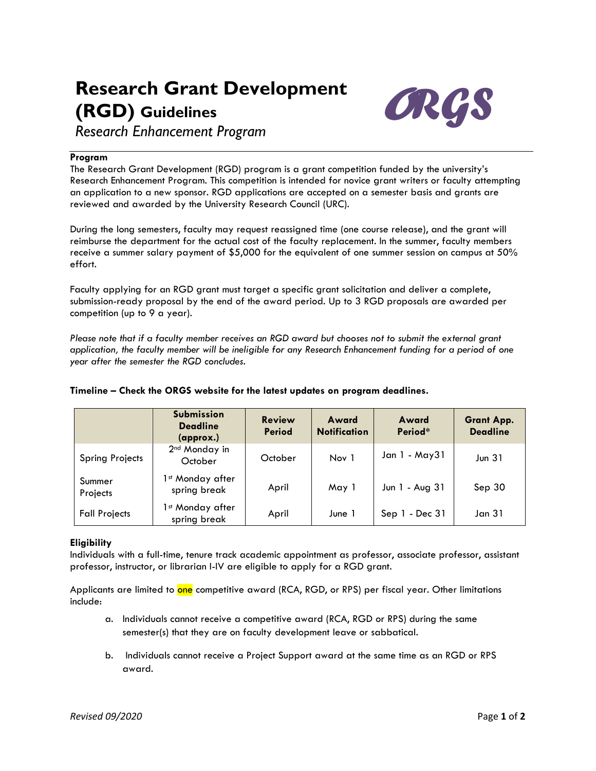# Research Grant Development (RGD) Guidelines

*Research Enhancement Program*

ORGS

**Program**

The Research Grant Development (RGD) program is a grant competition funded by the university's Research Enhancement Program. This competition is intended for novice grant writers or faculty attempting an application to a new sponsor. RGD applications are accepted on a semester basis and grants are reviewed and awarded by the University Research Council (URC).

During the long semesters, faculty may request reassigned time (one course release), and the grant will reimburse the department for the actual cost of the faculty replacement. In the summer, faculty members receive a summer salary payment of $5,000 for the equivalent of one summer session on campus at 50% effort.

Faculty applying for an RGD grant must target a specific grant solicitation and deliver a complete, submission-ready proposal by the end of the award period. Up to 3 RGD proposals are awarded per competition (up to 9 a year).

*Please note that if a faculty member receives an RGD award but chooses not to submit the external grant application, the faculty member will be ineligible for any Research Enhancement funding for a period of one year after the semester the RGD concludes.*

**Timeline – Check the ORGS website for the latest updates on program deadlines.**

| | Submission Deadline (approx.) | Review Period | Award Notification | Award Period* | Grant App. Deadline |
|---|---|---|---|---|---|
| Spring Projects | 2nd Monday in October | October | Nov 1 | Jan 1 - May31 | Jun 31 |
| Summer Projects | 1st Monday after spring break | April | May 1 | Jun 1 - Aug 31 | Sep 30 |
| Fall Projects | 1st Monday after spring break | April | June 1 | Sep 1 - Dec 31 | Jan 31 |

**Eligibility**

Individuals with a full-time, tenure track academic appointment as professor, associate professor, assistant professor, instructor, or librarian I-IV are eligible to apply for a RGD grant.

Applicants are limited to one competitive award (RCA, RGD, or RPS) per fiscal year. Other limitations include:

a. Individuals cannot receive a competitive award (RCA, RGD or RPS) during the same semester(s) that they are on faculty development leave or sabbatical.

b. Individuals cannot receive a Project Support award at the same time as an RGD or RPS award.

*Revised 09/2020*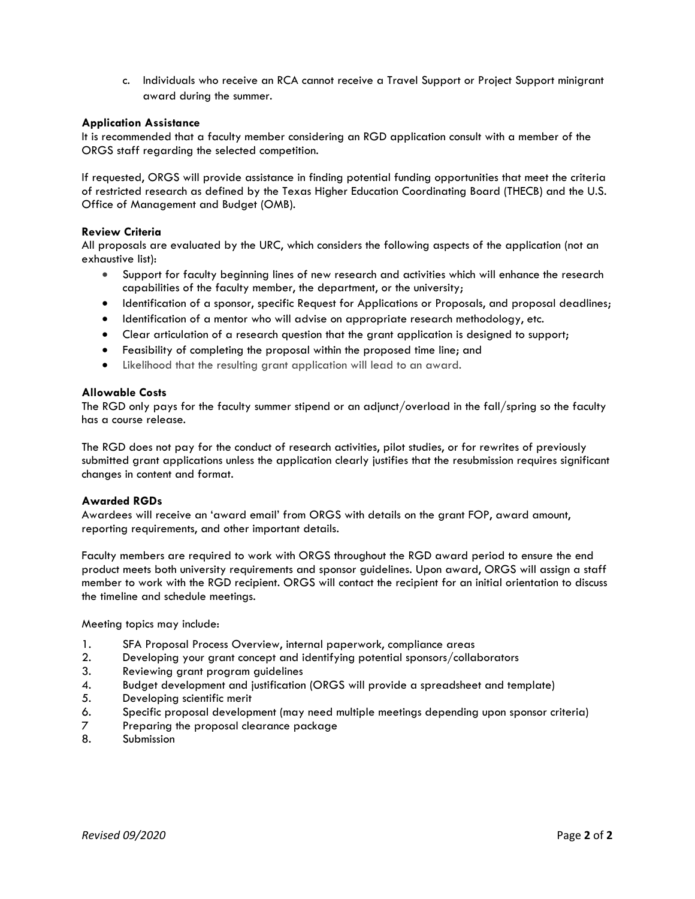c. Individuals who receive an RCA cannot receive a Travel Support or Project Support minigrant award during the summer.

**Application Assistance**

It is recommended that a faculty member considering an RGD application consult with a member of the ORGS staff regarding the selected competition.

If requested, ORGS will provide assistance in finding potential funding opportunities that meet the criteria of restricted research as defined by the Texas Higher Education Coordinating Board (THECB) and the U.S. Office of Management and Budget (OMB).

**Review Criteria**

All proposals are evaluated by the URC, which considers the following aspects of the application (not an exhaustive list):

- Support for faculty beginning lines of new research and activities which will enhance the research capabilities of the faculty member, the department, or the university;
- Identification of a sponsor, specific Request for Applications or Proposals, and proposal deadlines;
- Identification of a mentor who will advise on appropriate research methodology, etc.
- Clear articulation of a research question that the grant application is designed to support;
- Feasibility of completing the proposal within the proposed time line; and
- Likelihood that the resulting grant application will lead to an award.

**Allowable Costs**

The RGD only pays for the faculty summer stipend or an adjunct/overload in the fall/spring so the faculty has a course release.

The RGD does not pay for the conduct of research activities, pilot studies, or for rewrites of previously submitted grant applications unless the application clearly justifies that the resubmission requires significant changes in content and format.

**Awarded RGDs**

Awardees will receive an 'award email' from ORGS with details on the grant FOP, award amount, reporting requirements, and other important details.

Faculty members are required to work with ORGS throughout the RGD award period to ensure the end product meets both university requirements and sponsor guidelines. Upon award, ORGS will assign a staff member to work with the RGD recipient. ORGS will contact the recipient for an initial orientation to discuss the timeline and schedule meetings.

Meeting topics may include:

1. SFA Proposal Process Overview, internal paperwork, compliance areas
2. Developing your grant concept and identifying potential sponsors/collaborators
3. Reviewing grant program guidelines
4. Budget development and justification (ORGS will provide a spreadsheet and template)
5. Developing scientific merit
6. Specific proposal development (may need multiple meetings depending upon sponsor criteria)
7. Preparing the proposal clearance package
8. Submission

*Revised 09/2020*